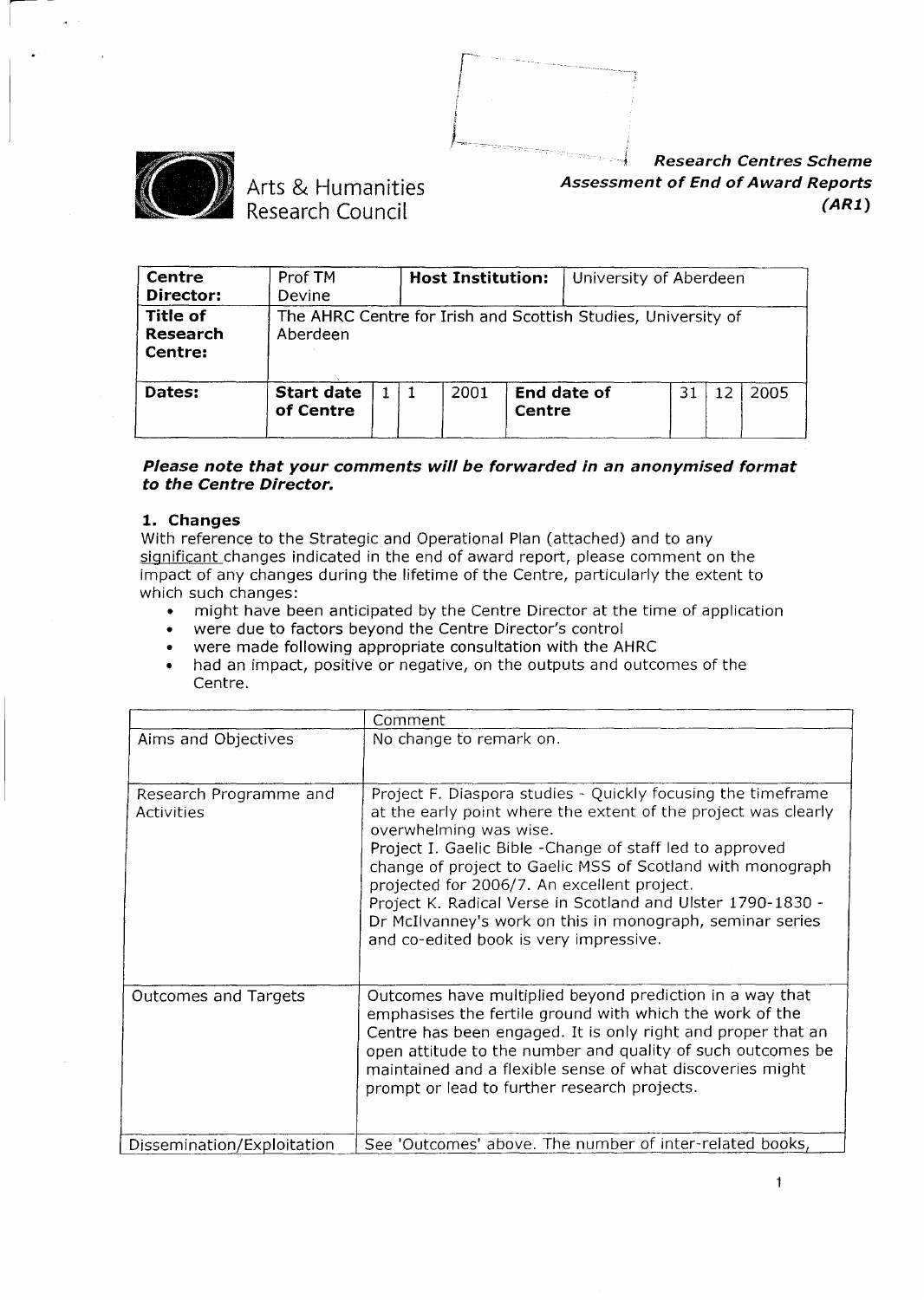Arts & Humanities Research Council

***Research Centres Scheme***
***Assessment of End of Award Reports***
***(AR1)***

| **Centre Director:** | Prof TM Devine | **Host Institution:** | University of Aberdeen |
|---|---|---|---|
| **Title of Research Centre:** | The AHRC Centre for Irish and Scottish Studies, University of Aberdeen | | |
| **Dates:** | **Start date of Centre** 1 1 2001 | **End date of Centre** | 31 12 2005 |

***Please note that your comments will be forwarded in an anonymised format to the Centre Director.***

**1. Changes**

With reference to the Strategic and Operational Plan (attached) and to any significant changes indicated in the end of award report, please comment on the impact of any changes during the lifetime of the Centre, particularly the extent to which such changes:

- might have been anticipated by the Centre Director at the time of application
- were due to factors beyond the Centre Director's control
- were made following appropriate consultation with the AHRC
- had an impact, positive or negative, on the outputs and outcomes of the Centre.

| | Comment |
|---|---|
| Aims and Objectives | No change to remark on. |
| Research Programme and Activities | Project F. Diaspora studies - Quickly focusing the timeframe at the early point where the extent of the project was clearly overwhelming was wise.<br>Project I. Gaelic Bible -Change of staff led to approved change of project to Gaelic MSS of Scotland with monograph projected for 2006/7. An excellent project.<br>Project K. Radical Verse in Scotland and Ulster 1790-1830 - Dr McIlvanney's work on this in monograph, seminar series and co-edited book is very impressive. |
| Outcomes and Targets | Outcomes have multiplied beyond prediction in a way that emphasises the fertile ground with which the work of the Centre has been engaged. It is only right and proper that an open attitude to the number and quality of such outcomes be maintained and a flexible sense of what discoveries might prompt or lead to further research projects. |
| Dissemination/Exploitation | See 'Outcomes' above. The number of inter-related books, |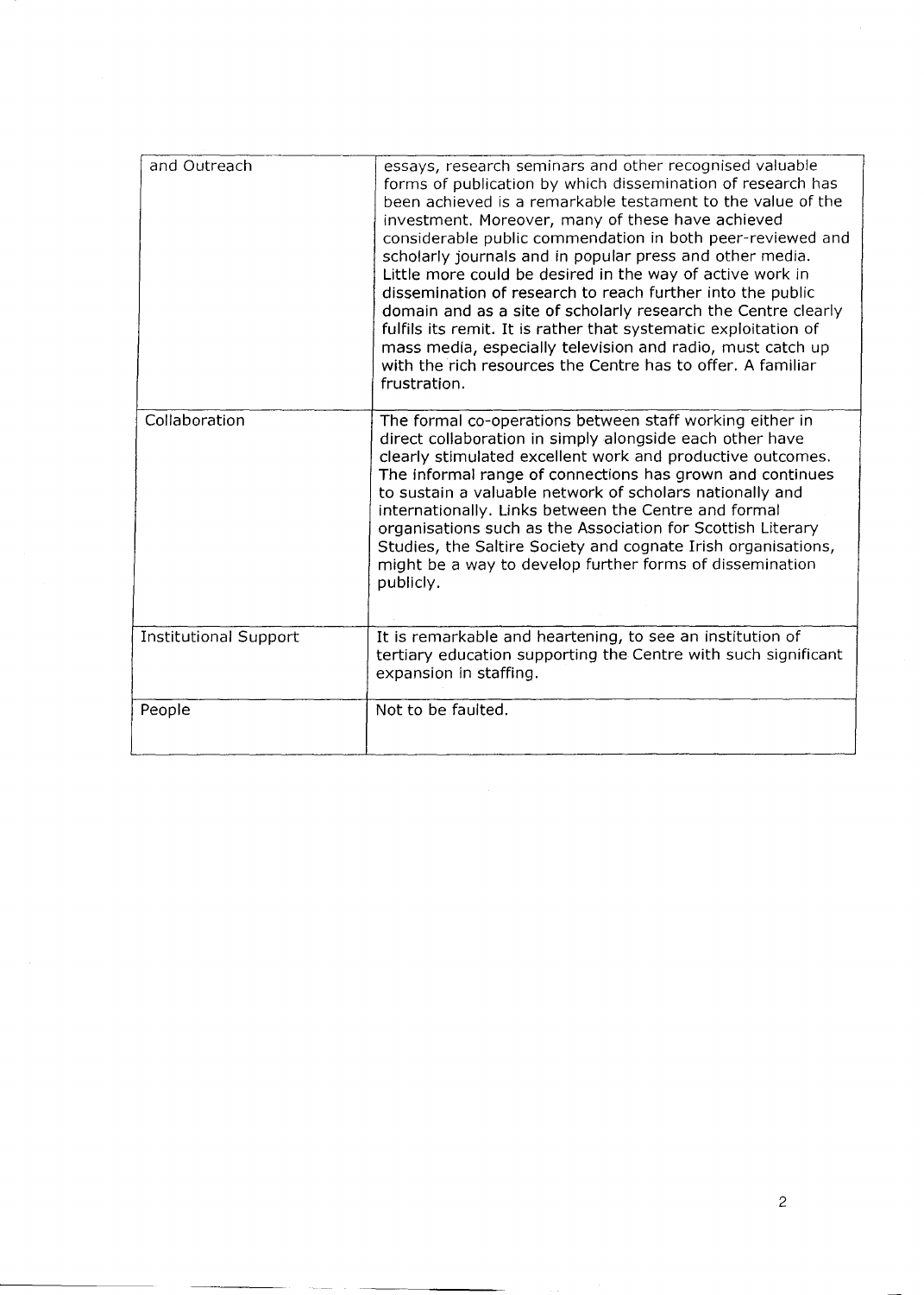| | |
|---|---|
| and Outreach | essays, research seminars and other recognised valuable forms of publication by which dissemination of research has been achieved is a remarkable testament to the value of the investment. Moreover, many of these have achieved considerable public commendation in both peer-reviewed and scholarly journals and in popular press and other media. Little more could be desired in the way of active work in dissemination of research to reach further into the public domain and as a site of scholarly research the Centre clearly fulfils its remit. It is rather that systematic exploitation of mass media, especially television and radio, must catch up with the rich resources the Centre has to offer. A familiar frustration. |
| Collaboration | The formal co-operations between staff working either in direct collaboration in simply alongside each other have clearly stimulated excellent work and productive outcomes. The informal range of connections has grown and continues to sustain a valuable network of scholars nationally and internationally. Links between the Centre and formal organisations such as the Association for Scottish Literary Studies, the Saltire Society and cognate Irish organisations, might be a way to develop further forms of dissemination publicly. |
| Institutional Support | It is remarkable and heartening, to see an institution of tertiary education supporting the Centre with such significant expansion in staffing. |
| People | Not to be faulted. |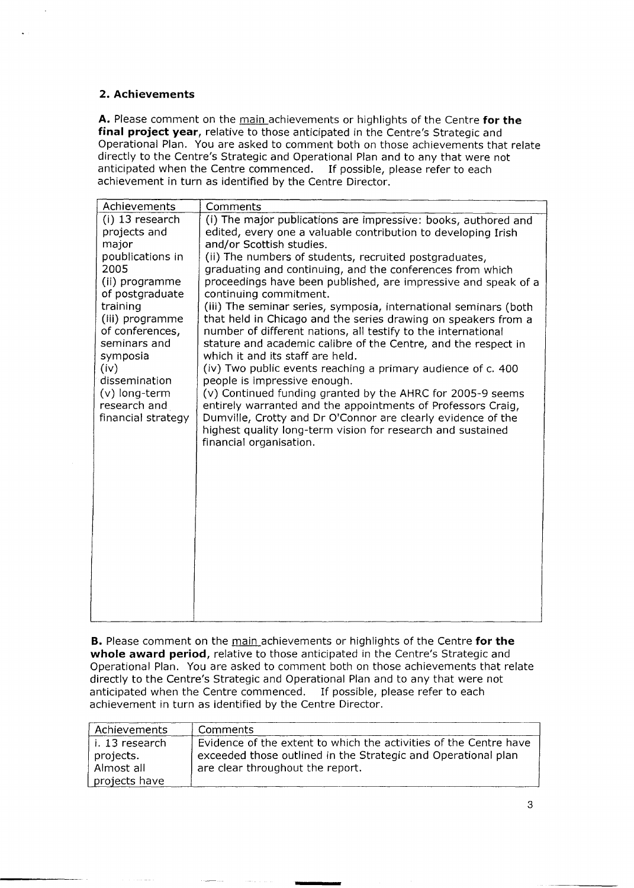## 2. Achievements

**A.** Please comment on the main achievements or highlights of the Centre **for the final project year**, relative to those anticipated in the Centre's Strategic and Operational Plan. You are asked to comment both on those achievements that relate directly to the Centre's Strategic and Operational Plan and to any that were not anticipated when the Centre commenced. If possible, please refer to each achievement in turn as identified by the Centre Director.

| Achievements | Comments |
|---|---|
| (i) 13 research projects and major poublications in 2005<br>(ii) programme of postgraduate training<br>(iii) programme of conferences, seminars and symposia<br>(iv) dissemination<br>(v) long-term research and financial strategy | (i) The major publications are impressive: books, authored and edited, every one a valuable contribution to developing Irish and/or Scottish studies.<br>(ii) The numbers of students, recruited postgraduates, graduating and continuing, and the conferences from which proceedings have been published, are impressive and speak of a continuing commitment.<br>(iii) The seminar series, symposia, international seminars (both that held in Chicago and the series drawing on speakers from a number of different nations, all testify to the international stature and academic calibre of the Centre, and the respect in which it and its staff are held.<br>(iv) Two public events reaching a primary audience of c. 400 people is impressive enough.<br>(v) Continued funding granted by the AHRC for 2005-9 seems entirely warranted and the appointments of Professors Craig, Dumville, Crotty and Dr O'Connor are clearly evidence of the highest quality long-term vision for research and sustained financial organisation. |

**B.** Please comment on the main achievements or highlights of the Centre **for the whole award period**, relative to those anticipated in the Centre's Strategic and Operational Plan. You are asked to comment both on those achievements that relate directly to the Centre's Strategic and Operational Plan and to any that were not anticipated when the Centre commenced. If possible, please refer to each achievement in turn as identified by the Centre Director.

| Achievements | Comments |
|---|---|
| i. 13 research projects. Almost all projects have | Evidence of the extent to which the activities of the Centre have exceeded those outlined in the Strategic and Operational plan are clear throughout the report. |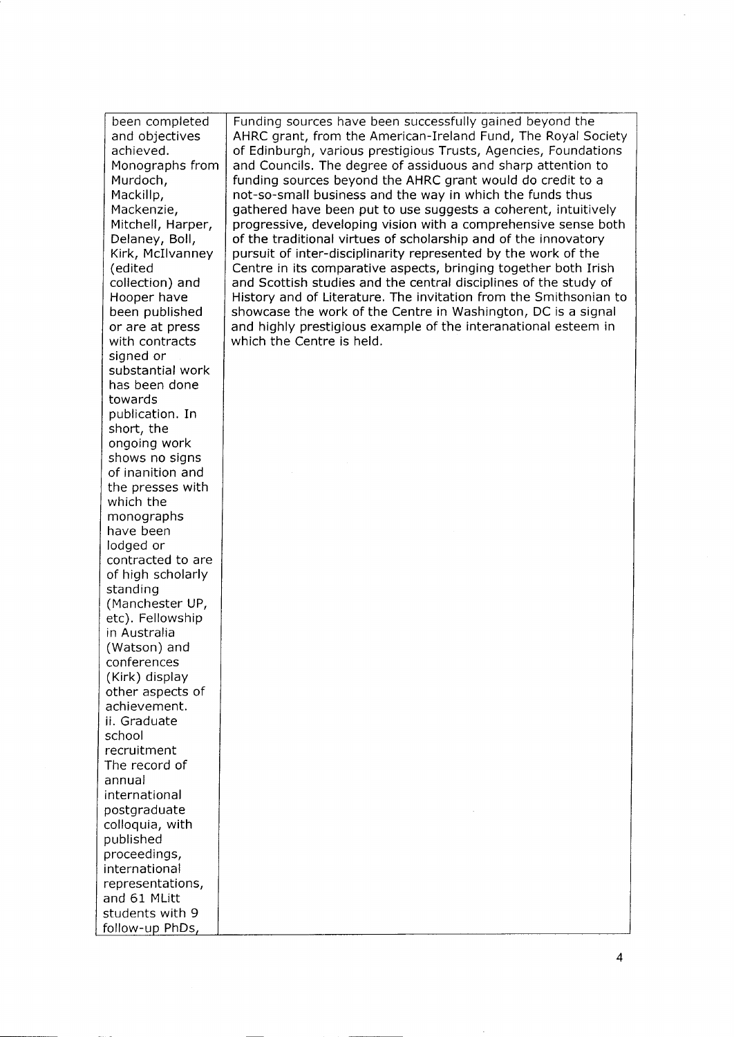| | |
|---|---|
| been completed and objectives achieved. Monographs from Murdoch, Mackillp, Mackenzie, Mitchell, Harper, Delaney, Boll, Kirk, McIlvanney (edited collection) and Hooper have been published or are at press with contracts signed or substantial work has been done towards publication. In short, the ongoing work shows no signs of inanition and the presses with which the monographs have been lodged or contracted to are of high scholarly standing (Manchester UP, etc). Fellowship in Australia (Watson) and conferences (Kirk) display other aspects of achievement. ii. Graduate school recruitment The record of annual international postgraduate colloquia, with published proceedings, international representations, and 61 MLitt students with 9 follow-up PhDs, | Funding sources have been successfully gained beyond the AHRC grant, from the American-Ireland Fund, The Royal Society of Edinburgh, various prestigious Trusts, Agencies, Foundations and Councils. The degree of assiduous and sharp attention to funding sources beyond the AHRC grant would do credit to a not-so-small business and the way in which the funds thus gathered have been put to use suggests a coherent, intuitively progressive, developing vision with a comprehensive sense both of the traditional virtues of scholarship and of the innovatory pursuit of inter-disciplinarity represented by the work of the Centre in its comparative aspects, bringing together both Irish and Scottish studies and the central disciplines of the study of History and of Literature. The invitation from the Smithsonian to showcase the work of the Centre in Washington, DC is a signal and highly prestigious example of the interanational esteem in which the Centre is held. |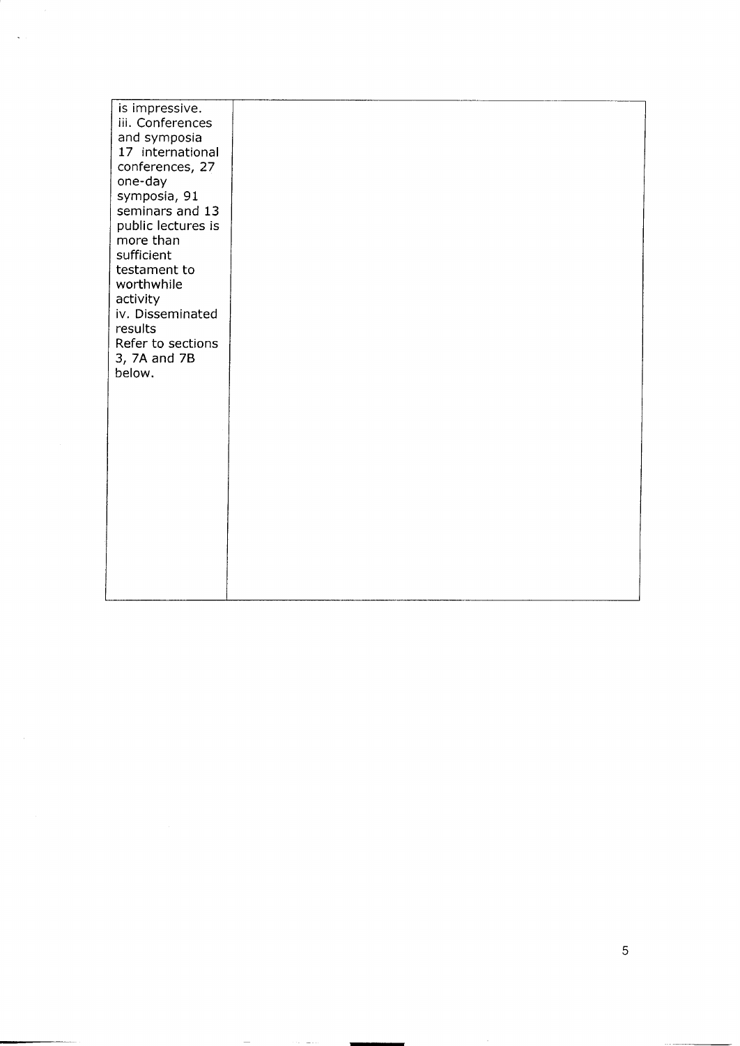| | |
|---|---|
| is impressive.<br>iii. Conferences and symposia<br>17 international conferences, 27 one-day symposia, 91 seminars and 13 public lectures is more than sufficient testament to worthwhile activity<br>iv. Disseminated results<br>Refer to sections 3, 7A and 7B below. | |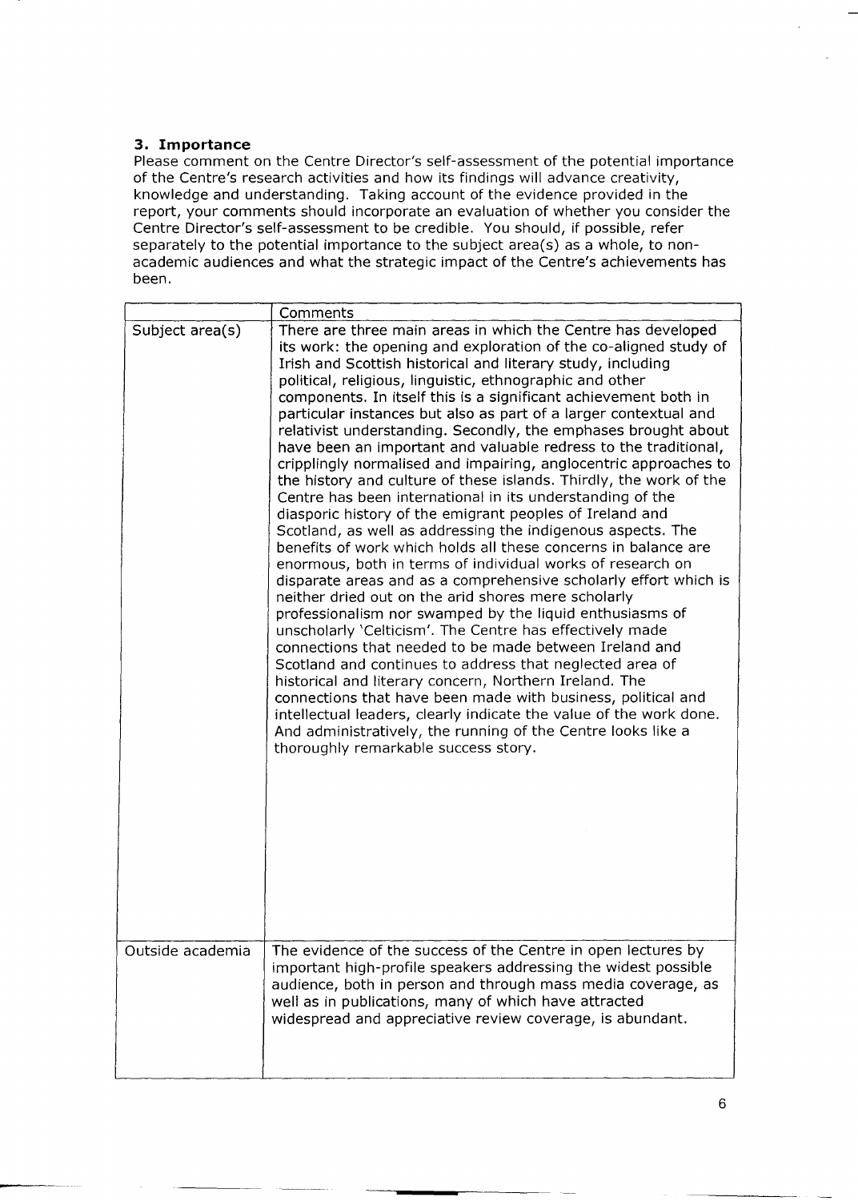### 3. Importance

Please comment on the Centre Director's self-assessment of the potential importance of the Centre's research activities and how its findings will advance creativity, knowledge and understanding. Taking account of the evidence provided in the report, your comments should incorporate an evaluation of whether you consider the Centre Director's self-assessment to be credible. You should, if possible, refer separately to the potential importance to the subject area(s) as a whole, to non-academic audiences and what the strategic impact of the Centre's achievements has been.

| | Comments |
|---|---|
| Subject area(s) | There are three main areas in which the Centre has developed its work: the opening and exploration of the co-aligned study of Irish and Scottish historical and literary study, including political, religious, linguistic, ethnographic and other components. In itself this is a significant achievement both in particular instances but also as part of a larger contextual and relativist understanding. Secondly, the emphases brought about have been an important and valuable redress to the traditional, cripplingly normalised and impairing, anglocentric approaches to the history and culture of these islands. Thirdly, the work of the Centre has been international in its understanding of the diasporic history of the emigrant peoples of Ireland and Scotland, as well as addressing the indigenous aspects. The benefits of work which holds all these concerns in balance are enormous, both in terms of individual works of research on disparate areas and as a comprehensive scholarly effort which is neither dried out on the arid shores mere scholarly professionalism nor swamped by the liquid enthusiasms of unscholarly 'Celticism'. The Centre has effectively made connections that needed to be made between Ireland and Scotland and continues to address that neglected area of historical and literary concern, Northern Ireland. The connections that have been made with business, political and intellectual leaders, clearly indicate the value of the work done. And administratively, the running of the Centre looks like a thoroughly remarkable success story. |
| Outside academia | The evidence of the success of the Centre in open lectures by important high-profile speakers addressing the widest possible audience, both in person and through mass media coverage, as well as in publications, many of which have attracted widespread and appreciative review coverage, is abundant. |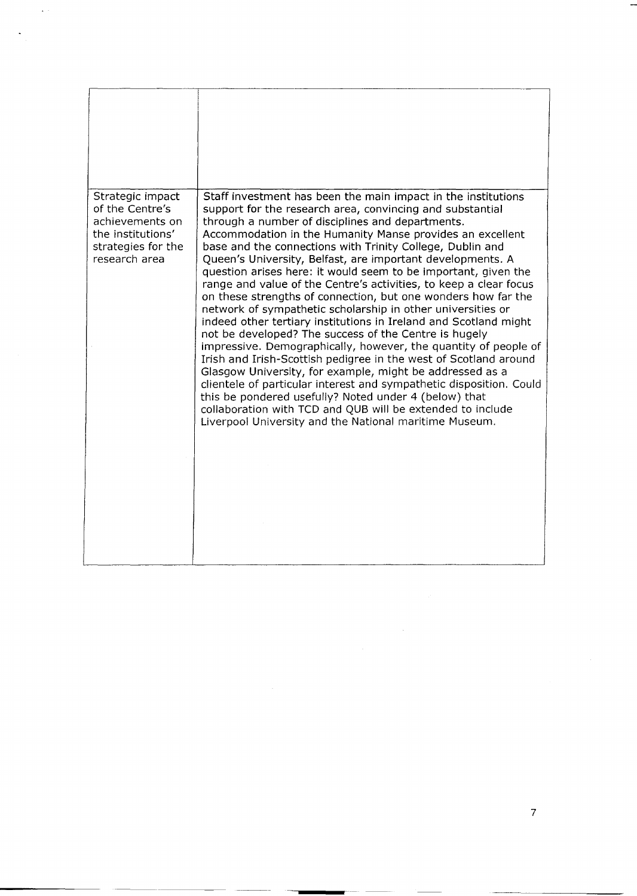| | |
|---|---|
| | |
| Strategic impact of the Centre's achievements on the institutions' strategies for the research area | Staff investment has been the main impact in the institutions support for the research area, convincing and substantial through a number of disciplines and departments. Accommodation in the Humanity Manse provides an excellent base and the connections with Trinity College, Dublin and Queen's University, Belfast, are important developments. A question arises here: it would seem to be important, given the range and value of the Centre's activities, to keep a clear focus on these strengths of connection, but one wonders how far the network of sympathetic scholarship in other universities or indeed other tertiary institutions in Ireland and Scotland might not be developed? The success of the Centre is hugely impressive. Demographically, however, the quantity of people of Irish and Irish-Scottish pedigree in the west of Scotland around Glasgow University, for example, might be addressed as a clientele of particular interest and sympathetic disposition. Could this be pondered usefully? Noted under 4 (below) that collaboration with TCD and QUB will be extended to include Liverpool University and the National maritime Museum. |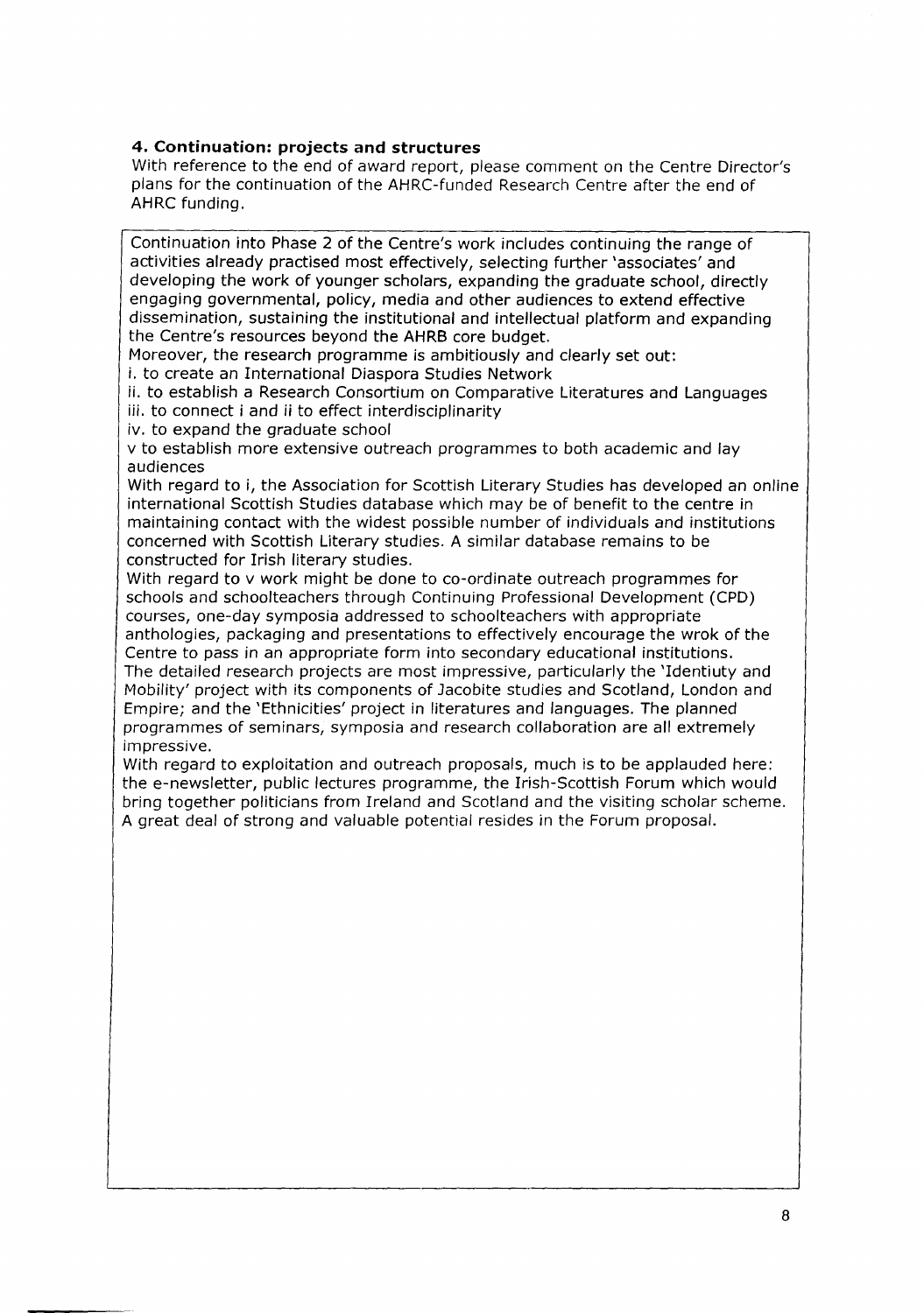### 4. Continuation: projects and structures

With reference to the end of award report, please comment on the Centre Director's plans for the continuation of the AHRC-funded Research Centre after the end of AHRC funding.

Continuation into Phase 2 of the Centre's work includes continuing the range of activities already practised most effectively, selecting further 'associates' and developing the work of younger scholars, expanding the graduate school, directly engaging governmental, policy, media and other audiences to extend effective dissemination, sustaining the institutional and intellectual platform and expanding the Centre's resources beyond the AHRB core budget.

Moreover, the research programme is ambitiously and clearly set out:

i. to create an International Diaspora Studies Network

ii. to establish a Research Consortium on Comparative Literatures and Languages

iii. to connect i and ii to effect interdisciplinarity

iv. to expand the graduate school

v to establish more extensive outreach programmes to both academic and lay audiences

With regard to i, the Association for Scottish Literary Studies has developed an online international Scottish Studies database which may be of benefit to the centre in maintaining contact with the widest possible number of individuals and institutions concerned with Scottish Literary studies. A similar database remains to be constructed for Irish literary studies.

With regard to v work might be done to co-ordinate outreach programmes for schools and schoolteachers through Continuing Professional Development (CPD) courses, one-day symposia addressed to schoolteachers with appropriate anthologies, packaging and presentations to effectively encourage the wrok of the Centre to pass in an appropriate form into secondary educational institutions.

The detailed research projects are most impressive, particularly the 'Identiuty and Mobility' project with its components of Jacobite studies and Scotland, London and Empire; and the 'Ethnicities' project in literatures and languages. The planned programmes of seminars, symposia and research collaboration are all extremely impressive.

With regard to exploitation and outreach proposals, much is to be applauded here: the e-newsletter, public lectures programme, the Irish-Scottish Forum which would bring together politicians from Ireland and Scotland and the visiting scholar scheme. A great deal of strong and valuable potential resides in the Forum proposal.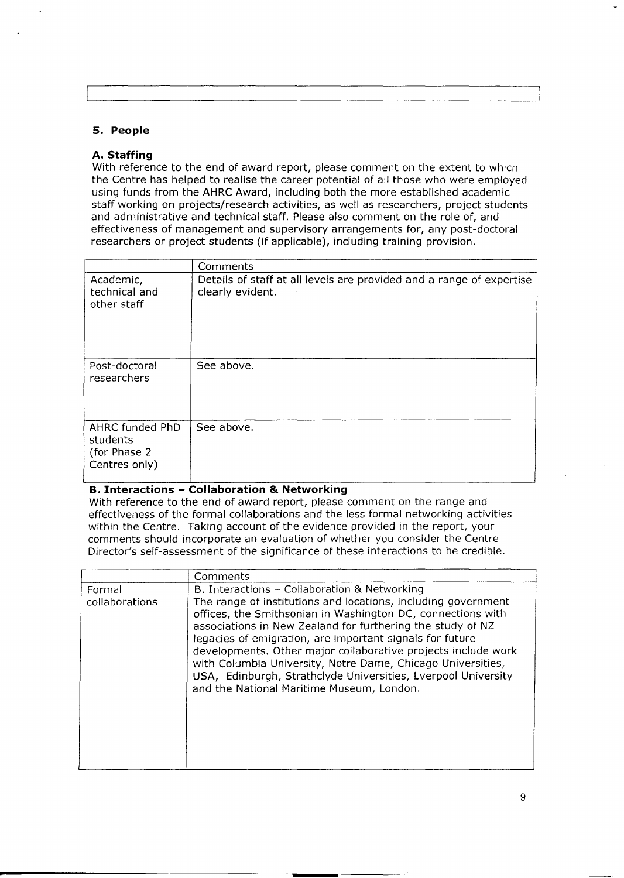## 5. People

### A. Staffing

With reference to the end of award report, please comment on the extent to which the Centre has helped to realise the career potential of all those who were employed using funds from the AHRC Award, including both the more established academic staff working on projects/research activities, as well as researchers, project students and administrative and technical staff. Please also comment on the role of, and effectiveness of management and supervisory arrangements for, any post-doctoral researchers or project students (if applicable), including training provision.

| | Comments |
|---|---|
| Academic, technical and other staff | Details of staff at all levels are provided and a range of expertise clearly evident. |
| Post-doctoral researchers | See above. |
| AHRC funded PhD students (for Phase 2 Centres only) | See above. |

### B. Interactions – Collaboration & Networking

With reference to the end of award report, please comment on the range and effectiveness of the formal collaborations and the less formal networking activities within the Centre. Taking account of the evidence provided in the report, your comments should incorporate an evaluation of whether you consider the Centre Director's self-assessment of the significance of these interactions to be credible.

| | Comments |
|---|---|
| Formal collaborations | B. Interactions – Collaboration & Networking<br>The range of institutions and locations, including government offices, the Smithsonian in Washington DC, connections with associations in New Zealand for furthering the study of NZ legacies of emigration, are important signals for future developments. Other major collaborative projects include work with Columbia University, Notre Dame, Chicago Universities, USA, Edinburgh, Strathclyde Universities, Lverpool University and the National Maritime Museum, London. |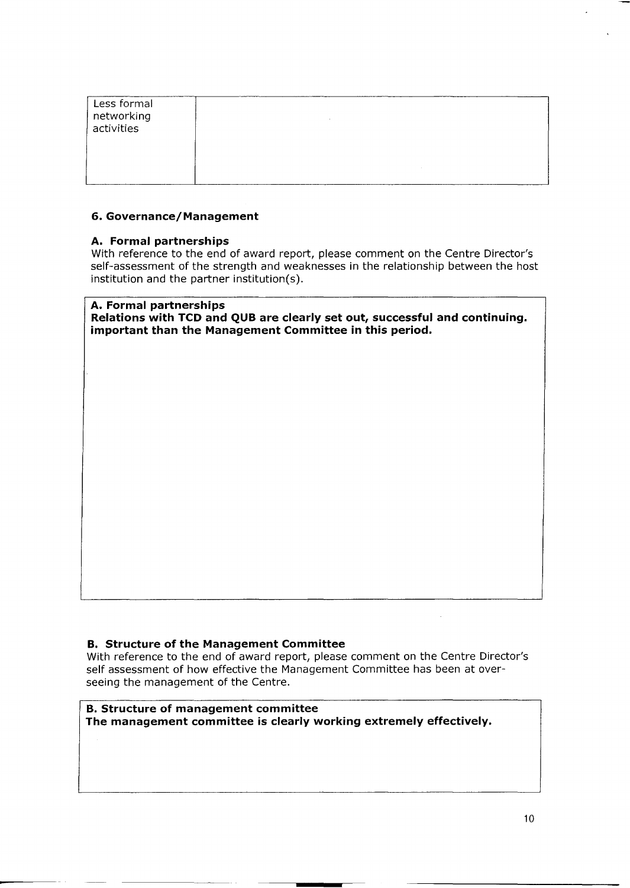| Less formal networking activities | |
|---|---|

### 6. Governance/Management

#### A. Formal partnerships

With reference to the end of award report, please comment on the Centre Director's self-assessment of the strength and weaknesses in the relationship between the host institution and the partner institution(s).

**A. Formal partnerships**
**Relations with TCD and QUB are clearly set out, successful and continuing. important than the Management Committee in this period.**

#### B. Structure of the Management Committee

With reference to the end of award report, please comment on the Centre Director's self assessment of how effective the Management Committee has been at over-seeing the management of the Centre.

**B. Structure of management committee**
**The management committee is clearly working extremely effectively.**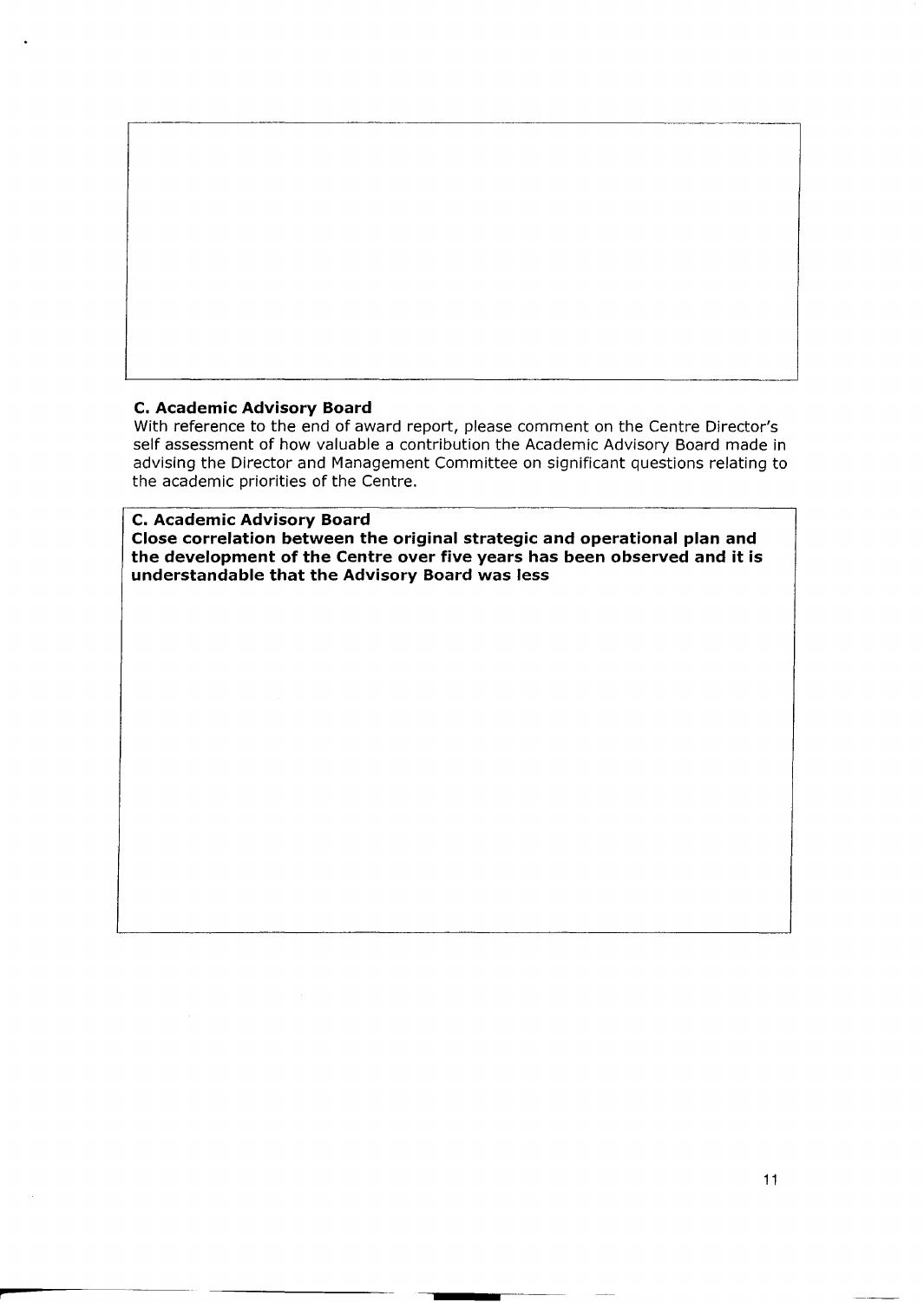**C. Academic Advisory Board**

With reference to the end of award report, please comment on the Centre Director's self assessment of how valuable a contribution the Academic Advisory Board made in advising the Director and Management Committee on significant questions relating to the academic priorities of the Centre.

**C. Academic Advisory Board**

**Close correlation between the original strategic and operational plan and the development of the Centre over five years has been observed and it is understandable that the Advisory Board was less**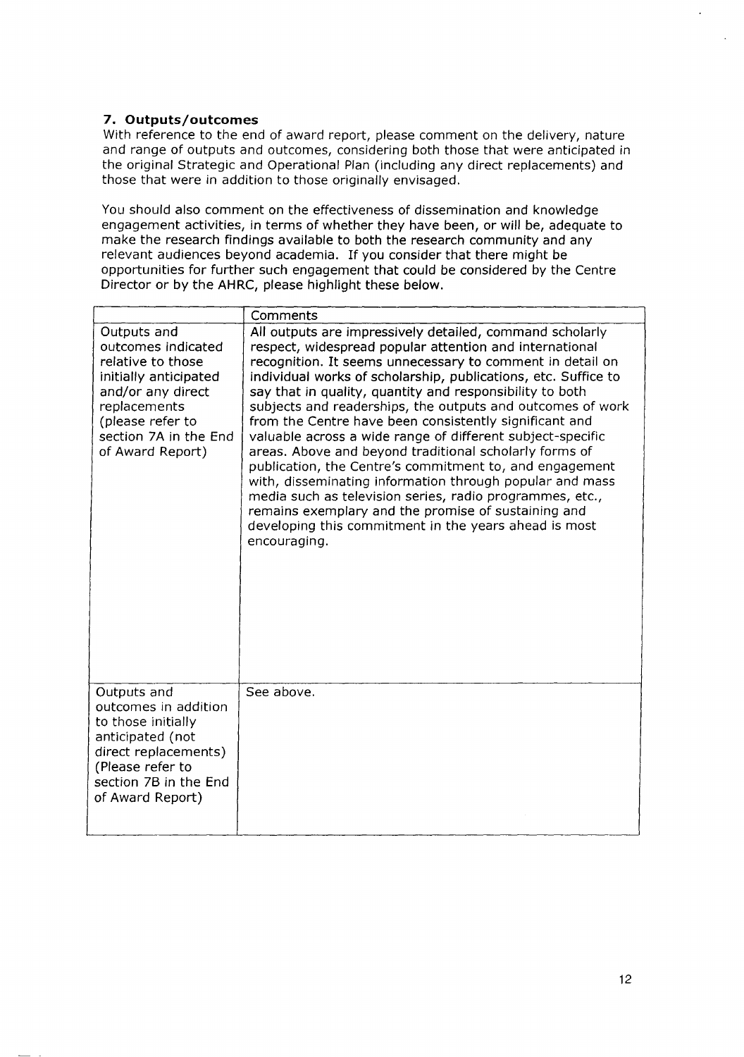### 7. Outputs/outcomes

With reference to the end of award report, please comment on the delivery, nature and range of outputs and outcomes, considering both those that were anticipated in the original Strategic and Operational Plan (including any direct replacements) and those that were in addition to those originally envisaged.

You should also comment on the effectiveness of dissemination and knowledge engagement activities, in terms of whether they have been, or will be, adequate to make the research findings available to both the research community and any relevant audiences beyond academia. If you consider that there might be opportunities for further such engagement that could be considered by the Centre Director or by the AHRC, please highlight these below.

| | Comments |
|---|---|
| Outputs and outcomes indicated relative to those initially anticipated and/or any direct replacements (please refer to section 7A in the End of Award Report) | All outputs are impressively detailed, command scholarly respect, widespread popular attention and international recognition. It seems unnecessary to comment in detail on individual works of scholarship, publications, etc. Suffice to say that in quality, quantity and responsibility to both subjects and readerships, the outputs and outcomes of work from the Centre have been consistently significant and valuable across a wide range of different subject-specific areas. Above and beyond traditional scholarly forms of publication, the Centre's commitment to, and engagement with, disseminating information through popular and mass media such as television series, radio programmes, etc., remains exemplary and the promise of sustaining and developing this commitment in the years ahead is most encouraging. |
| Outputs and outcomes in addition to those initially anticipated (not direct replacements) (Please refer to section 7B in the End of Award Report) | See above. |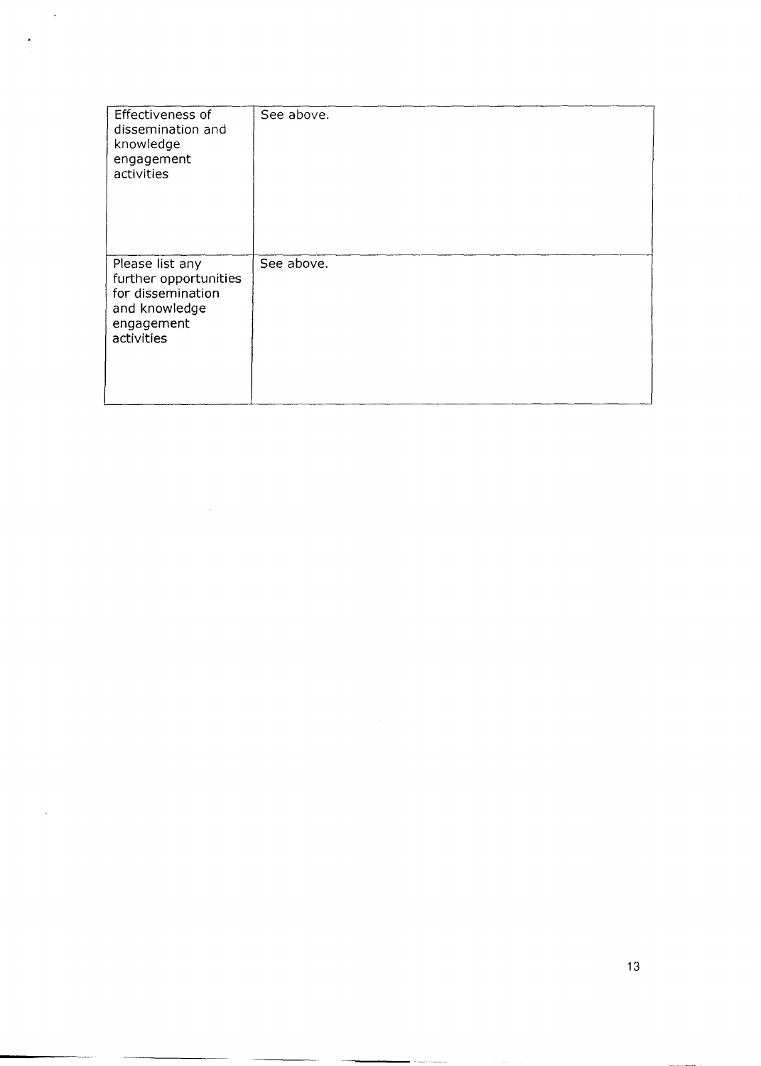| | |
|---|---|
| Effectiveness of dissemination and knowledge engagement activities | See above. |
| Please list any further opportunities for dissemination and knowledge engagement activities | See above. |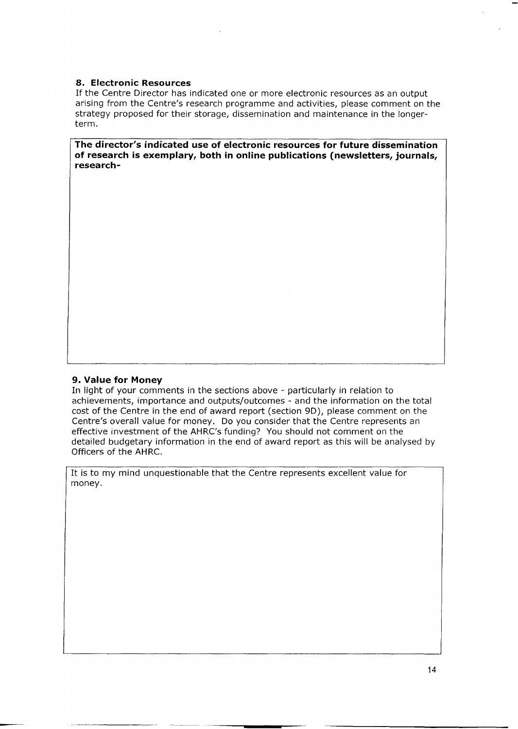### 8. Electronic Resources

If the Centre Director has indicated one or more electronic resources as an output arising from the Centre's research programme and activities, please comment on the strategy proposed for their storage, dissemination and maintenance in the longer-term.

**The director's indicated use of electronic resources for future dissemination of research is exemplary, both in online publications (newsletters, journals, research-**

### 9. Value for Money

In light of your comments in the sections above - particularly in relation to achievements, importance and outputs/outcomes - and the information on the total cost of the Centre in the end of award report (section 9D), please comment on the Centre's overall value for money. Do you consider that the Centre represents an effective investment of the AHRC's funding? You should not comment on the detailed budgetary information in the end of award report as this will be analysed by Officers of the AHRC.

It is to my mind unquestionable that the Centre represents excellent value for money.